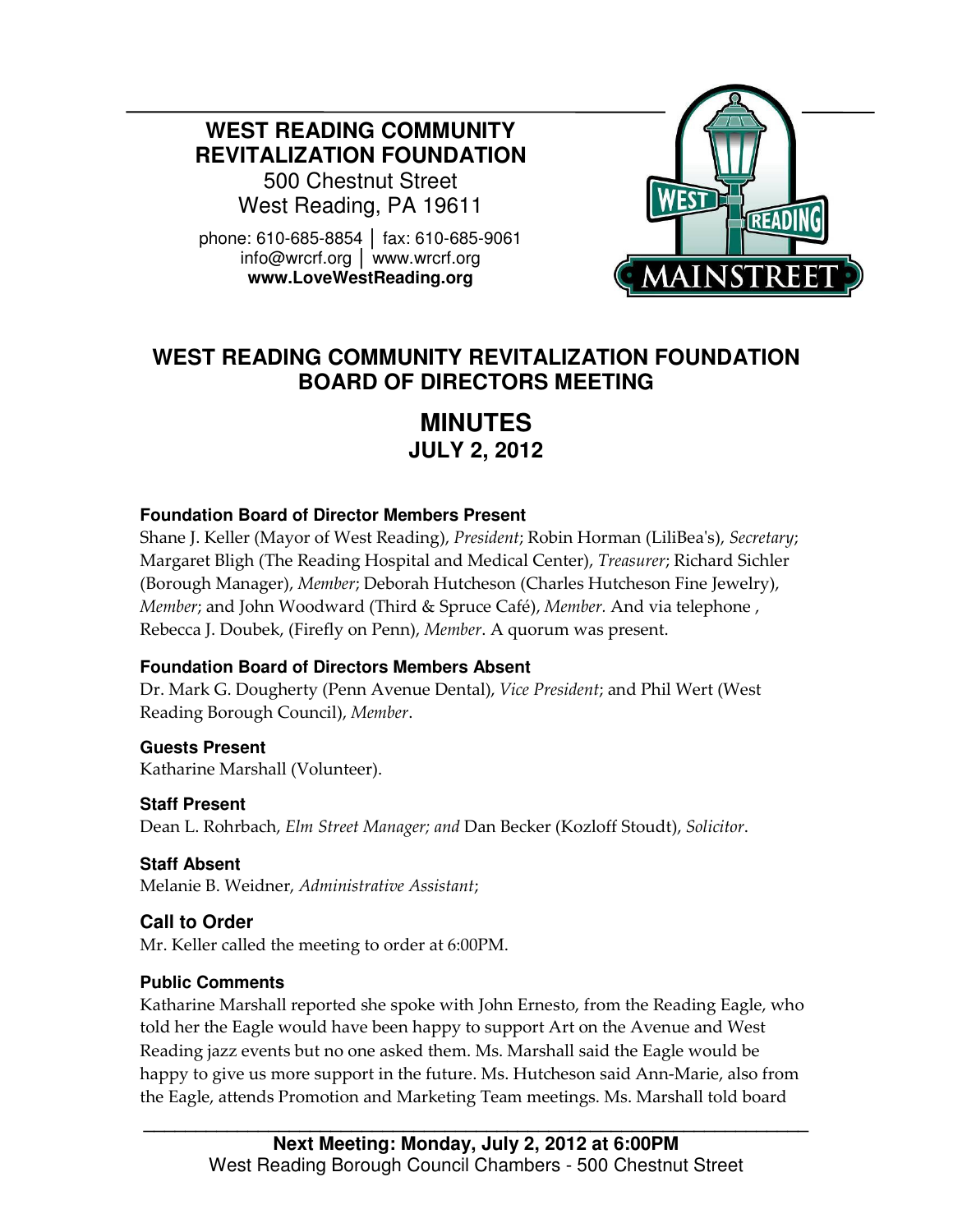**WEST READING COMMUNITY REVITALIZATION FOUNDATION**
500 Chestnut Street
West Reading, PA 19611

phone: 610-685-8854 │ fax: 610-685-9061
info@wrcrf.org │ www.wrcrf.org
**www.LoveWestReading.org**

# WEST READING COMMUNITY REVITALIZATION FOUNDATION BOARD OF DIRECTORS MEETING

## MINUTES
### JULY 2, 2012

**Foundation Board of Director Members Present**
Shane J. Keller (Mayor of West Reading), *President*; Robin Horman (LiliBea's), *Secretary*; Margaret Bligh (The Reading Hospital and Medical Center), *Treasurer*; Richard Sichler (Borough Manager), *Member*; Deborah Hutcheson (Charles Hutcheson Fine Jewelry), *Member*; and John Woodward (Third & Spruce Café), *Member.* And via telephone , Rebecca J. Doubek, (Firefly on Penn), *Member*. A quorum was present.

**Foundation Board of Directors Members Absent**
Dr. Mark G. Dougherty (Penn Avenue Dental), *Vice President*; and Phil Wert (West Reading Borough Council), *Member*.

**Guests Present**
Katharine Marshall (Volunteer).

**Staff Present**
Dean L. Rohrbach, *Elm Street Manager; and* Dan Becker (Kozloff Stoudt), *Solicitor*.

**Staff Absent**
Melanie B. Weidner, *Administrative Assistant*;

### Call to Order
Mr. Keller called the meeting to order at 6:00PM.

**Public Comments**
Katharine Marshall reported she spoke with John Ernesto, from the Reading Eagle, who told her the Eagle would have been happy to support Art on the Avenue and West Reading jazz events but no one asked them. Ms. Marshall said the Eagle would be happy to give us more support in the future. Ms. Hutcheson said Ann-Marie, also from the Eagle, attends Promotion and Marketing Team meetings. Ms. Marshall told board

**Next Meeting: Monday, July 2, 2012 at 6:00PM**
West Reading Borough Council Chambers - 500 Chestnut Street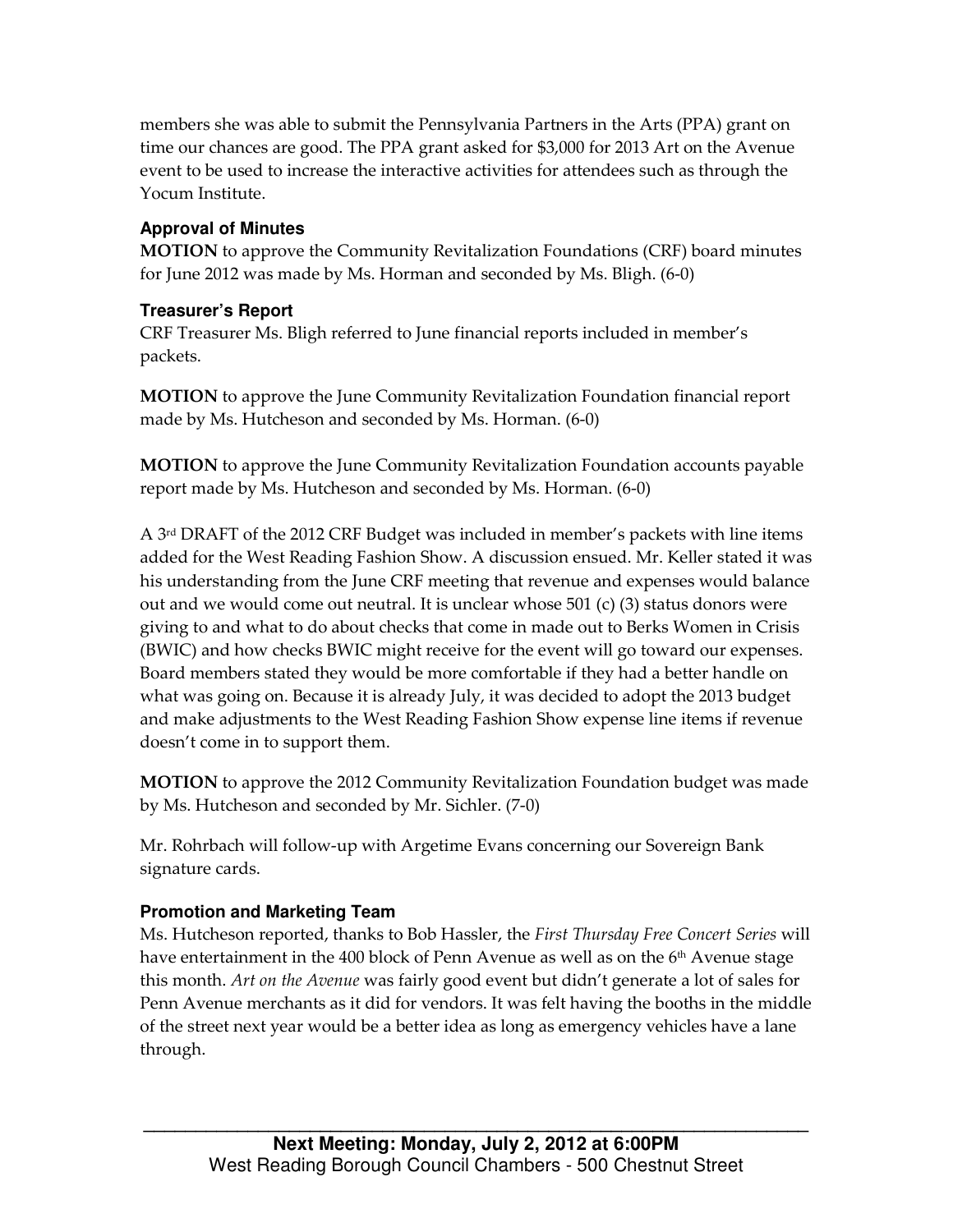members she was able to submit the Pennsylvania Partners in the Arts (PPA) grant on time our chances are good. The PPA grant asked for $3,000 for 2013 Art on the Avenue event to be used to increase the interactive activities for attendees such as through the Yocum Institute.

### Approval of Minutes

**MOTION** to approve the Community Revitalization Foundations (CRF) board minutes for June 2012 was made by Ms. Horman and seconded by Ms. Bligh. (6-0)

### Treasurer's Report

CRF Treasurer Ms. Bligh referred to June financial reports included in member's packets.

**MOTION** to approve the June Community Revitalization Foundation financial report made by Ms. Hutcheson and seconded by Ms. Horman. (6-0)

**MOTION** to approve the June Community Revitalization Foundation accounts payable report made by Ms. Hutcheson and seconded by Ms. Horman. (6-0)

A 3rd DRAFT of the 2012 CRF Budget was included in member's packets with line items added for the West Reading Fashion Show. A discussion ensued. Mr. Keller stated it was his understanding from the June CRF meeting that revenue and expenses would balance out and we would come out neutral. It is unclear whose 501 (c) (3) status donors were giving to and what to do about checks that come in made out to Berks Women in Crisis (BWIC) and how checks BWIC might receive for the event will go toward our expenses. Board members stated they would be more comfortable if they had a better handle on what was going on. Because it is already July, it was decided to adopt the 2013 budget and make adjustments to the West Reading Fashion Show expense line items if revenue doesn't come in to support them.

**MOTION** to approve the 2012 Community Revitalization Foundation budget was made by Ms. Hutcheson and seconded by Mr. Sichler. (7-0)

Mr. Rohrbach will follow-up with Argetime Evans concerning our Sovereign Bank signature cards.

### Promotion and Marketing Team

Ms. Hutcheson reported, thanks to Bob Hassler, the *First Thursday Free Concert Series* will have entertainment in the 400 block of Penn Avenue as well as on the 6th Avenue stage this month. *Art on the Avenue* was fairly good event but didn't generate a lot of sales for Penn Avenue merchants as it did for vendors. It was felt having the booths in the middle of the street next year would be a better idea as long as emergency vehicles have a lane through.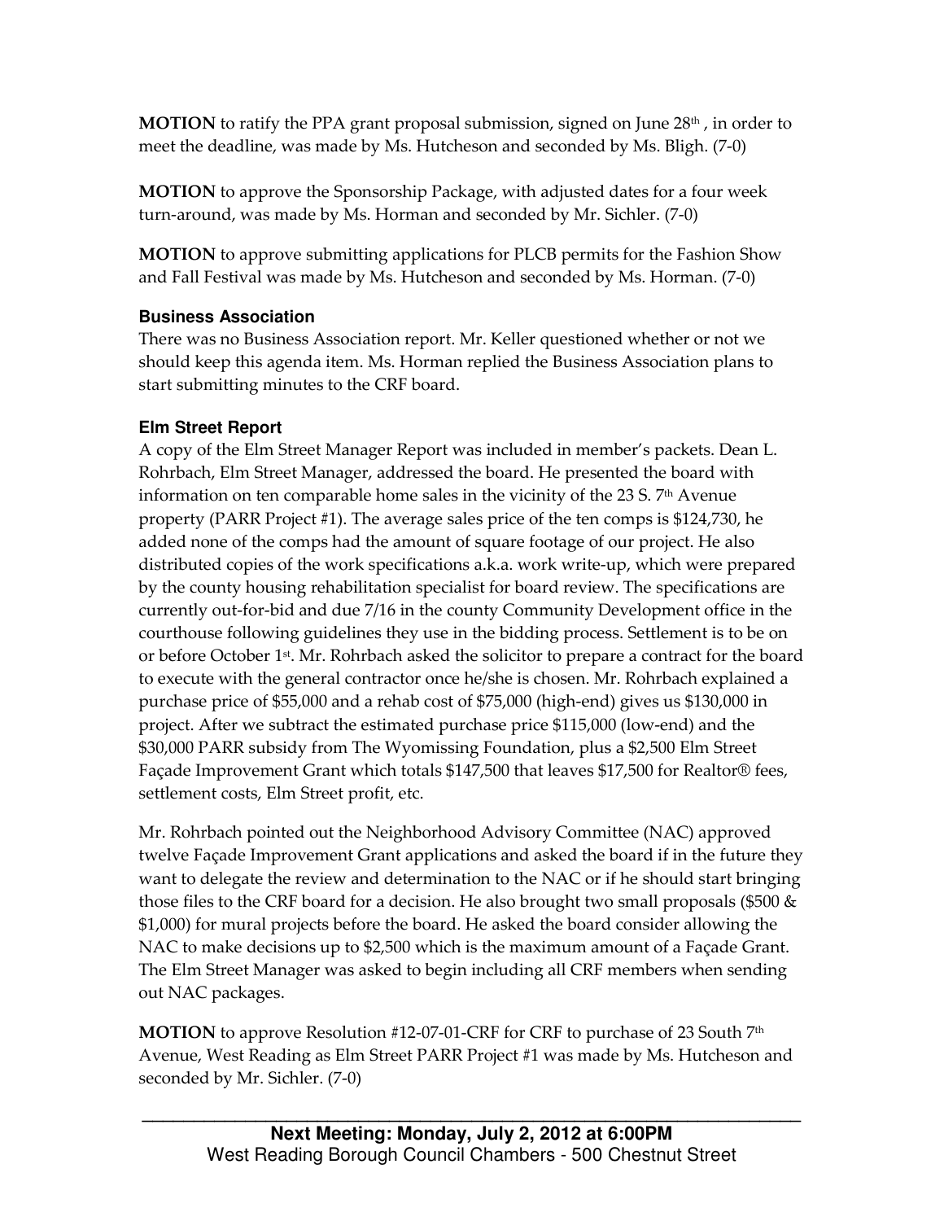**MOTION** to ratify the PPA grant proposal submission, signed on June 28th , in order to meet the deadline, was made by Ms. Hutcheson and seconded by Ms. Bligh. (7-0)

**MOTION** to approve the Sponsorship Package, with adjusted dates for a four week turn-around, was made by Ms. Horman and seconded by Mr. Sichler. (7-0)

**MOTION** to approve submitting applications for PLCB permits for the Fashion Show and Fall Festival was made by Ms. Hutcheson and seconded by Ms. Horman. (7-0)

### Business Association

There was no Business Association report. Mr. Keller questioned whether or not we should keep this agenda item. Ms. Horman replied the Business Association plans to start submitting minutes to the CRF board.

### Elm Street Report

A copy of the Elm Street Manager Report was included in member's packets. Dean L. Rohrbach, Elm Street Manager, addressed the board. He presented the board with information on ten comparable home sales in the vicinity of the 23 S. 7th Avenue property (PARR Project #1). The average sales price of the ten comps is $124,730, he added none of the comps had the amount of square footage of our project. He also distributed copies of the work specifications a.k.a. work write-up, which were prepared by the county housing rehabilitation specialist for board review. The specifications are currently out-for-bid and due 7/16 in the county Community Development office in the courthouse following guidelines they use in the bidding process. Settlement is to be on or before October 1st. Mr. Rohrbach asked the solicitor to prepare a contract for the board to execute with the general contractor once he/she is chosen. Mr. Rohrbach explained a purchase price of $55,000 and a rehab cost of $75,000 (high-end) gives us $130,000 in project. After we subtract the estimated purchase price $115,000 (low-end) and the $30,000 PARR subsidy from The Wyomissing Foundation, plus a $2,500 Elm Street Façade Improvement Grant which totals $147,500 that leaves $17,500 for Realtor® fees, settlement costs, Elm Street profit, etc.

Mr. Rohrbach pointed out the Neighborhood Advisory Committee (NAC) approved twelve Façade Improvement Grant applications and asked the board if in the future they want to delegate the review and determination to the NAC or if he should start bringing those files to the CRF board for a decision. He also brought two small proposals ($500 & $1,000) for mural projects before the board. He asked the board consider allowing the NAC to make decisions up to $2,500 which is the maximum amount of a Façade Grant. The Elm Street Manager was asked to begin including all CRF members when sending out NAC packages.

**MOTION** to approve Resolution #12-07-01-CRF for CRF to purchase of 23 South 7th Avenue, West Reading as Elm Street PARR Project #1 was made by Ms. Hutcheson and seconded by Mr. Sichler. (7-0)

**Next Meeting: Monday, July 2, 2012 at 6:00PM**
West Reading Borough Council Chambers - 500 Chestnut Street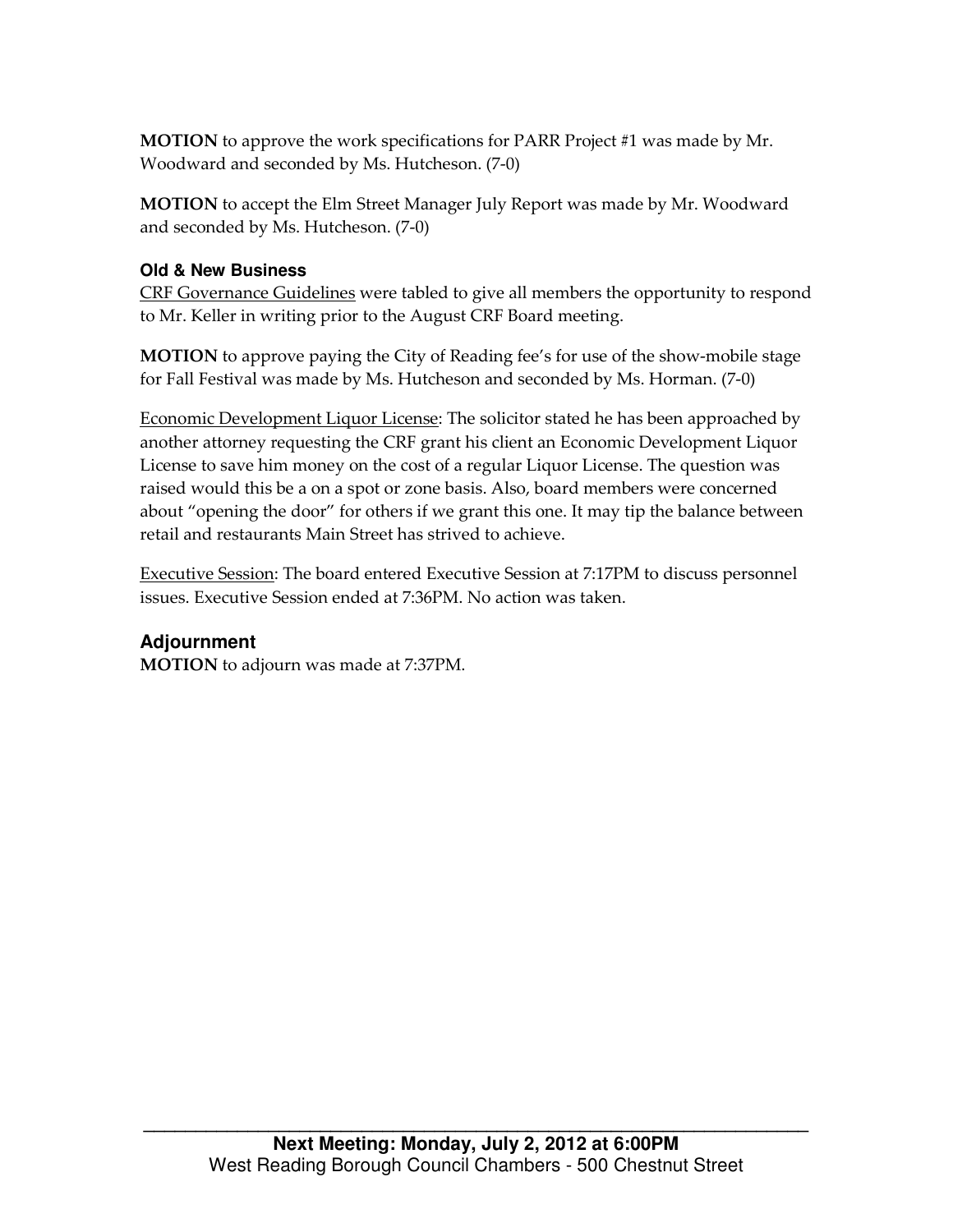**MOTION** to approve the work specifications for PARR Project #1 was made by Mr. Woodward and seconded by Ms. Hutcheson. (7-0)

**MOTION** to accept the Elm Street Manager July Report was made by Mr. Woodward and seconded by Ms. Hutcheson. (7-0)

### Old & New Business

CRF Governance Guidelines were tabled to give all members the opportunity to respond to Mr. Keller in writing prior to the August CRF Board meeting.

**MOTION** to approve paying the City of Reading fee's for use of the show-mobile stage for Fall Festival was made by Ms. Hutcheson and seconded by Ms. Horman. (7-0)

Economic Development Liquor License: The solicitor stated he has been approached by another attorney requesting the CRF grant his client an Economic Development Liquor License to save him money on the cost of a regular Liquor License. The question was raised would this be a on a spot or zone basis. Also, board members were concerned about "opening the door" for others if we grant this one. It may tip the balance between retail and restaurants Main Street has strived to achieve.

Executive Session: The board entered Executive Session at 7:17PM to discuss personnel issues. Executive Session ended at 7:36PM. No action was taken.

## Adjournment

**MOTION** to adjourn was made at 7:37PM.

---

**Next Meeting: Monday, July 2, 2012 at 6:00PM**
West Reading Borough Council Chambers - 500 Chestnut Street